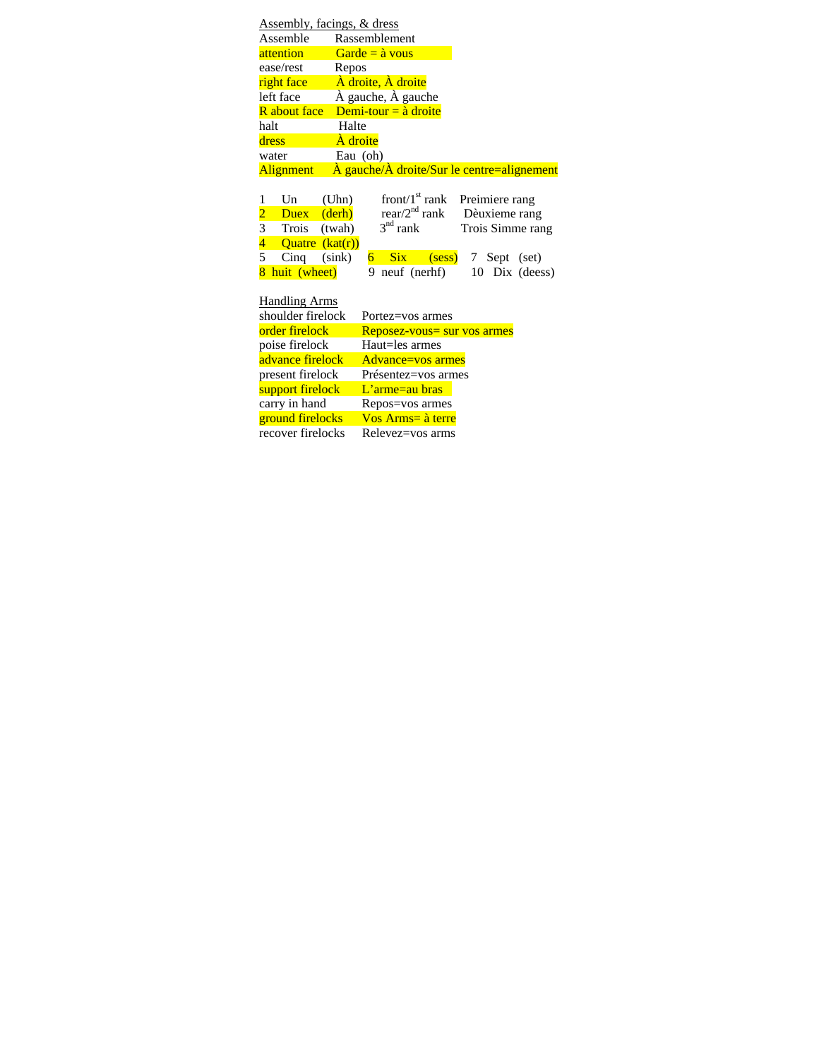<u>Assembly, facings, & dress</u>

| | |
|---|---|
| Assemble | Rassemblement |
| attention | Garde = à vous |
| ease/rest | Repos |
| right face | À droite, À droite |
| left face | À gauche, À gauche |
| R about face | Demi-tour = à droite |
| halt | Halte |
| dress | À droite |
| water | Eau (oh) |
| Alignment | À gauche/À droite/Sur le centre=alignement |

| | | | | |
|---|---|---|---|---|
| 1 | Un | (Uhn) | front/1st rank | Preimiere rang |
| 2 | Duex | (derh) | rear/2nd rank | Dèuxieme rang |
| 3 | Trois | (twah) | 3nd rank | Trois Simme rang |
| 4 | Quatre | (kat(r)) | | |

5 Cinq (sink) 6 Six (sess) 7 Sept (set)

8 huit (wheet) 9 neuf (nerhf) 10 Dix (deess)

<u>Handling Arms</u>

| | |
|---|---|
| shoulder firelock | Portez=vos armes |
| order firelock | Reposez-vous= sur vos armes |
| poise firelock | Haut=les armes |
| advance firelock | Advance=vos armes |
| present firelock | Présentez=vos armes |
| support firelock | L'arme=au bras |
| carry in hand | Repos=vos armes |
| ground firelocks | Vos Arms= à terre |
| recover firelocks | Relevez=vos arms |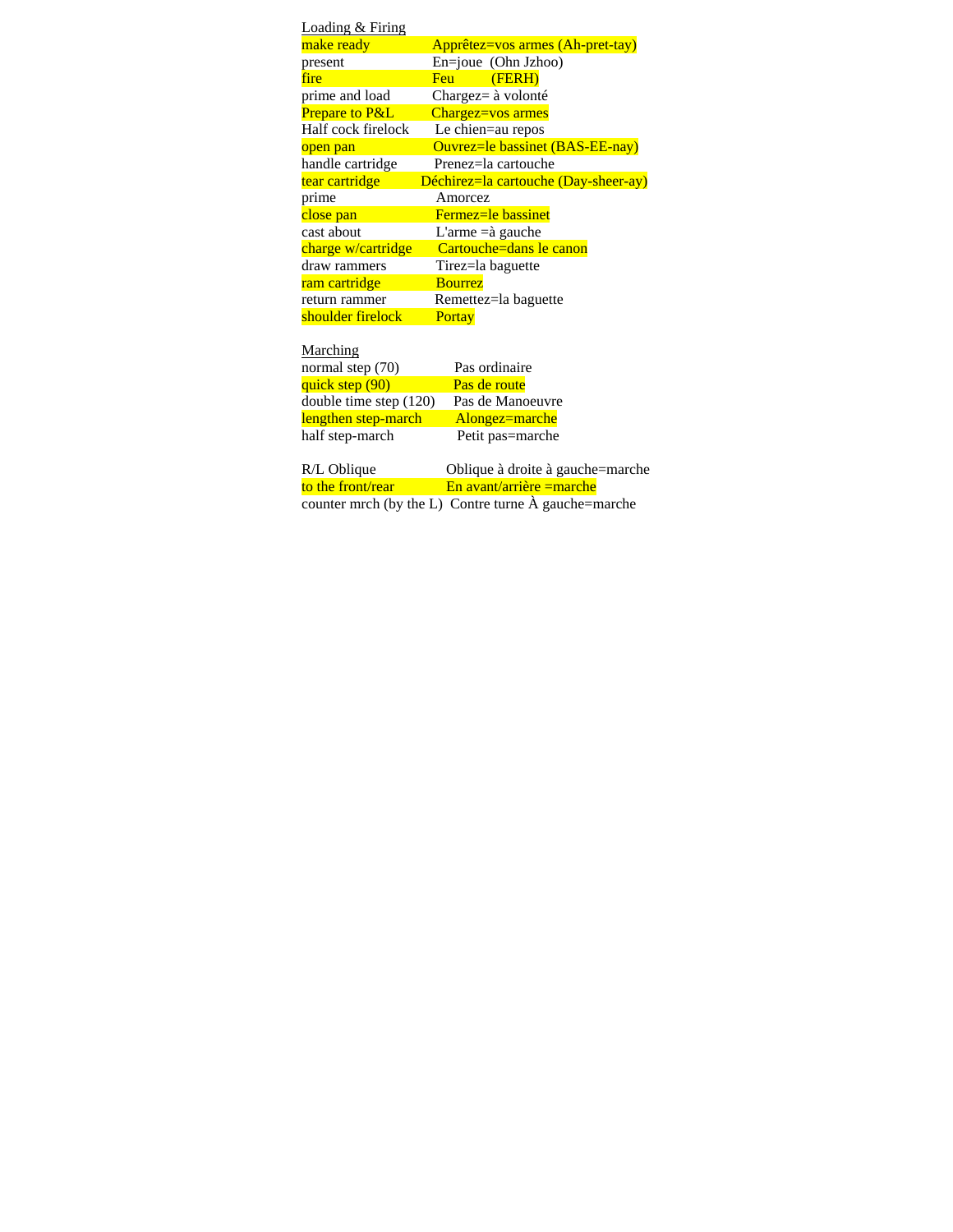<u>Loading & Firing</u>

| | |
|---|---|
| make ready | Apprêtez=vos armes (Ah-pret-tay) |
| present | En=joue (Ohn Jzhoo) |
| fire | Feu (FERH) |
| prime and load | Chargez= à volonté |
| Prepare to P&L | Chargez=vos armes |
| Half cock firelock | Le chien=au repos |
| open pan | Ouvrez=le bassinet (BAS-EE-nay) |
| handle cartridge | Prenez=la cartouche |
| tear cartridge | Déchirez=la cartouche (Day-sheer-ay) |
| prime | Amorcez |
| close pan | Fermez=le bassinet |
| cast about | L'arme =à gauche |
| charge w/cartridge | Cartouche=dans le canon |
| draw rammers | Tirez=la baguette |
| ram cartridge | Bourrez |
| return rammer | Remettez=la baguette |
| shoulder firelock | Portay |

<u>Marching</u>

| | |
|---|---|
| normal step (70) | Pas ordinaire |
| quick step (90) | Pas de route |
| double time step (120) | Pas de Manoeuvre |
| lengthen step-march | Alongez=marche |
| half step-march | Petit pas=marche |

| | |
|---|---|
| R/L Oblique | Oblique à droite à gauche=marche |
| to the front/rear | En avant/arrière =marche |
| counter mrch (by the L) | Contre turne À gauche=marche |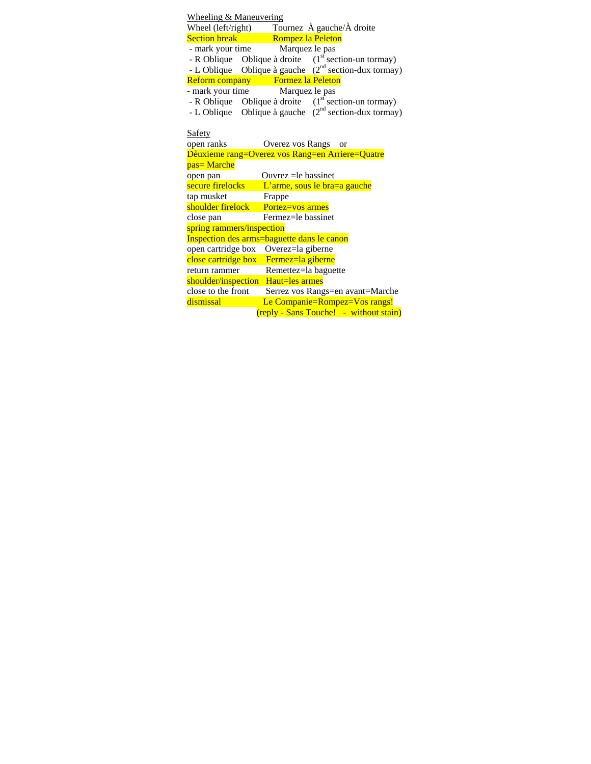<u>Wheeling & Maneuvering</u>

Wheel (left/right)  Tournez À gauche/À droite

Section break  Rompez la Peleton

- mark your time  Marquez le pas
- R Oblique  Oblique à droite  (1st section-un tormay)
- L Oblique  Oblique à gauche  (2nd section-dux tormay)

Reform company  Formez la Peleton

- mark your time  Marquez le pas
- R Oblique  Oblique à droite  (1st section-un tormay)
- L Oblique  Oblique à gauche  (2nd section-dux tormay)

<u>Safety</u>

open ranks  Overez vos Rangs  or

Dèuxieme rang=Overez vos Rang=en Arriere=Quatre pas= Marche

open pan  Ouvrez =le bassinet

secure firelocks  L'arme, sous le bra=a gauche

tap musket  Frappe

shoulder firelock  Portez=vos armes

close pan  Fermez=le bassinet

spring rammers/inspection

Inspection des arms=baguette dans le canon

open cartridge box  Overez=la giberne

close cartridge box  Fermez=la giberne

return rammer  Remettez=la baguette

shoulder/inspection  Haut=les armes

close to the front  Serrez vos Rangs=en avant=Marche

dismissal  Le Companie=Rompez=Vos rangs!

(reply - Sans Touche!  -  without stain)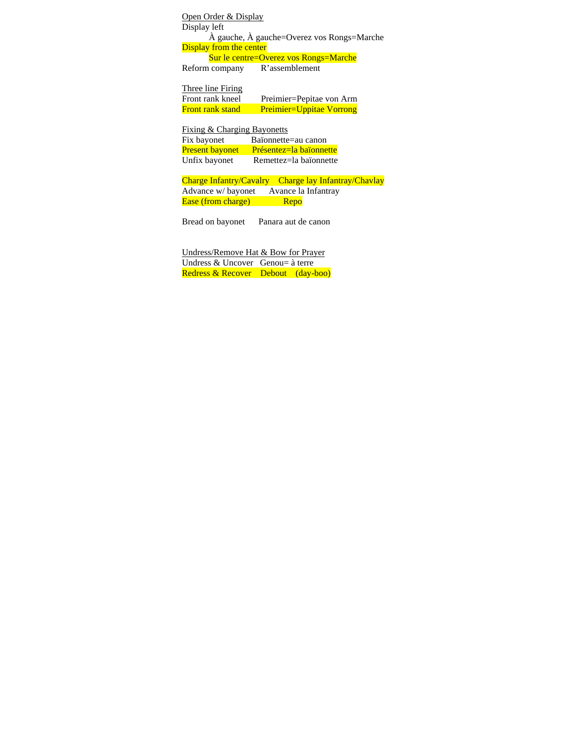<u>Open Order & Display</u>

Display left

    À gauche, À gauche=Overez vos Rongs=Marche

Display from the center

    Sur le centre=Overez vos Rongs=Marche

Reform company    R'assemblement

<u>Three line Firing</u>

Front rank kneel    Preimier=Pepitae von Arm

Front rank stand    Preimier=Uppitae Vorrong

<u>Fixing & Charging Bayonetts</u>

Fix bayonet    Baïonnette=au canon

Present bayonet    Présentez=la baïonnette

Unfix bayonet    Remettez=la baïonnette

Charge Infantry/Cavalry    Charge lay Infantray/Chavlay

Advance w/ bayonet    Avance la Infantray

Ease (from charge)    Repo

Bread on bayonet    Panara aut de canon

<u>Undress/Remove Hat & Bow for Prayer</u>

Undress & Uncover    Genou= à terre

Redress & Recover    Debout    (day-boo)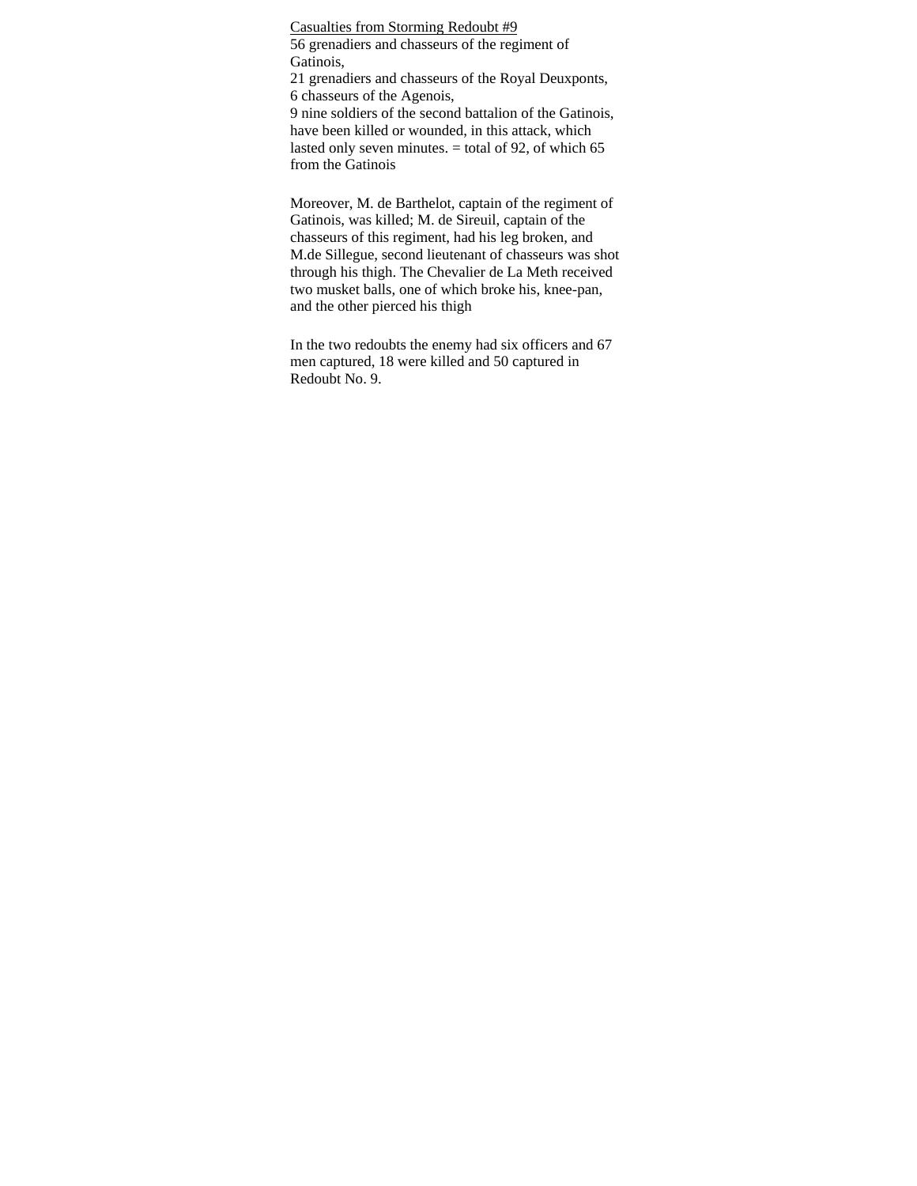<u>Casualties from Storming Redoubt #9</u>

56 grenadiers and chasseurs of the regiment of Gatinois,
21 grenadiers and chasseurs of the Royal Deuxponts,
6 chasseurs of the Agenois,
9 nine soldiers of the second battalion of the Gatinois,
have been killed or wounded, in this attack, which lasted only seven minutes. = total of 92, of which 65 from the Gatinois

Moreover, M. de Barthelot, captain of the regiment of Gatinois, was killed; M. de Sireuil, captain of the chasseurs of this regiment, had his leg broken, and M.de Sillegue, second lieutenant of chasseurs was shot through his thigh. The Chevalier de La Meth received two musket balls, one of which broke his, knee-pan, and the other pierced his thigh

In the two redoubts the enemy had six officers and 67 men captured, 18 were killed and 50 captured in Redoubt No. 9.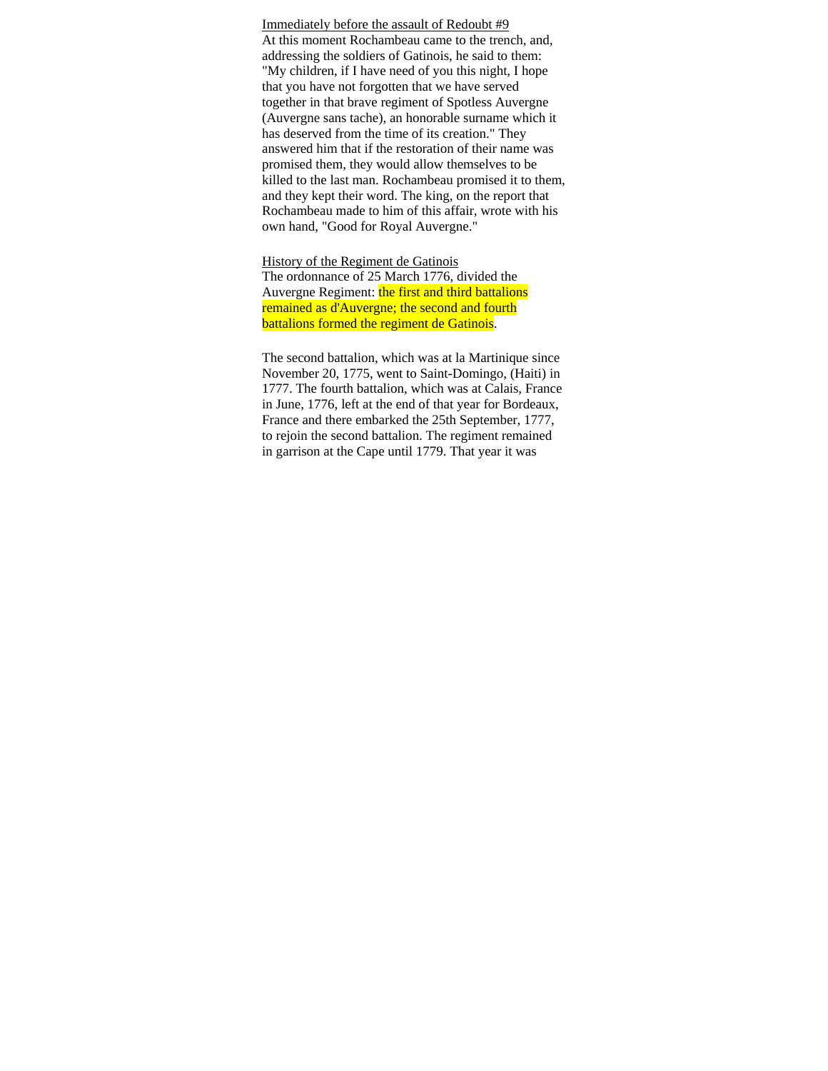Immediately before the assault of Redoubt #9

At this moment Rochambeau came to the trench, and, addressing the soldiers of Gatinois, he said to them: "My children, if I have need of you this night, I hope that you have not forgotten that we have served together in that brave regiment of Spotless Auvergne (Auvergne sans tache), an honorable surname which it has deserved from the time of its creation." They answered him that if the restoration of their name was promised them, they would allow themselves to be killed to the last man. Rochambeau promised it to them, and they kept their word. The king, on the report that Rochambeau made to him of this affair, wrote with his own hand, "Good for Royal Auvergne."

History of the Regiment de Gatinois

The ordonnance of 25 March 1776, divided the Auvergne Regiment: the first and third battalions remained as d'Auvergne; the second and fourth battalions formed the regiment de Gatinois.

The second battalion, which was at la Martinique since November 20, 1775, went to Saint-Domingo, (Haiti) in 1777. The fourth battalion, which was at Calais, France in June, 1776, left at the end of that year for Bordeaux, France and there embarked the 25th September, 1777, to rejoin the second battalion. The regiment remained in garrison at the Cape until 1779. That year it was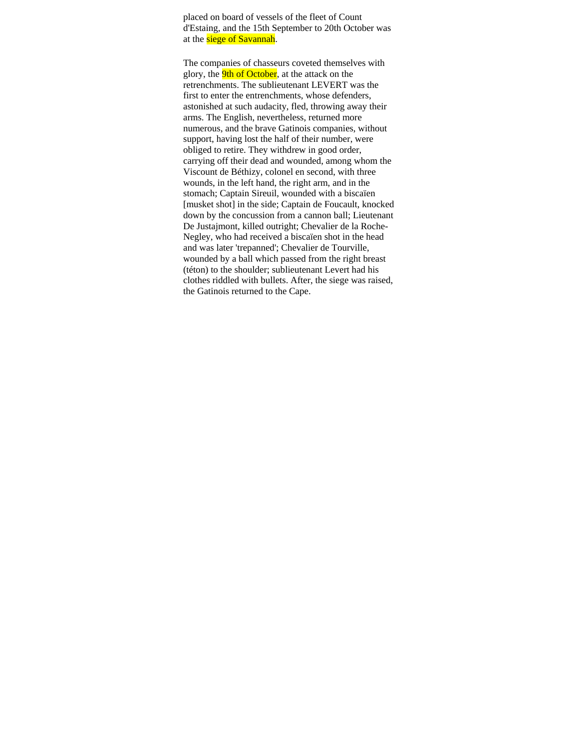placed on board of vessels of the fleet of Count d'Estaing, and the 15th September to 20th October was at the siege of Savannah.

The companies of chasseurs coveted themselves with glory, the 9th of October, at the attack on the retrenchments. The sublieutenant LEVERT was the first to enter the entrenchments, whose defenders, astonished at such audacity, fled, throwing away their arms. The English, nevertheless, returned more numerous, and the brave Gatinois companies, without support, having lost the half of their number, were obliged to retire. They withdrew in good order, carrying off their dead and wounded, among whom the Viscount de Béthizy, colonel en second, with three wounds, in the left hand, the right arm, and in the stomach; Captain Sireuil, wounded with a biscaïen [musket shot] in the side; Captain de Foucault, knocked down by the concussion from a cannon ball; Lieutenant De Justajmont, killed outright; Chevalier de la Roche-Negley, who had received a biscaïen shot in the head and was later 'trepanned'; Chevalier de Tourville, wounded by a ball which passed from the right breast (téton) to the shoulder; sublieutenant Levert had his clothes riddled with bullets. After, the siege was raised, the Gatinois returned to the Cape.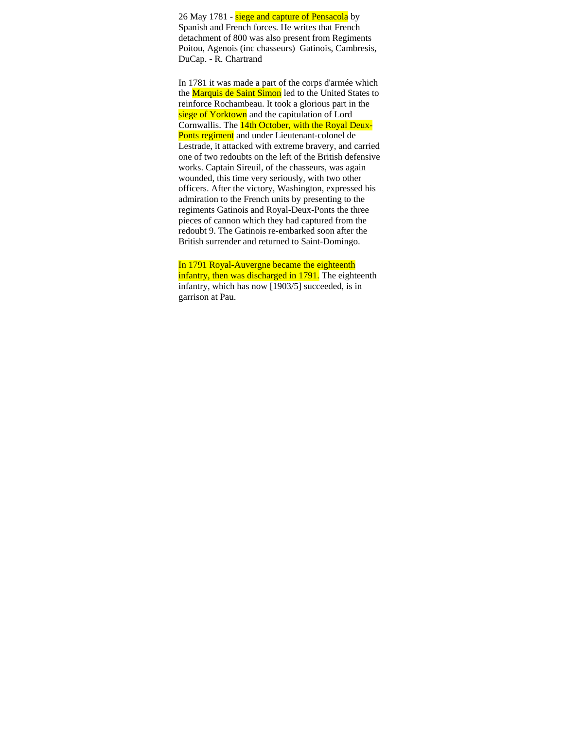26 May 1781 - siege and capture of Pensacola by Spanish and French forces. He writes that French detachment of 800 was also present from Regiments Poitou, Agenois (inc chasseurs)  Gatinois, Cambresis, DuCap. - R. Chartrand

In 1781 it was made a part of the corps d'armée which the Marquis de Saint Simon led to the United States to reinforce Rochambeau. It took a glorious part in the siege of Yorktown and the capitulation of Lord Cornwallis. The 14th October, with the Royal Deux-Ponts regiment and under Lieutenant-colonel de Lestrade, it attacked with extreme bravery, and carried one of two redoubts on the left of the British defensive works. Captain Sireuil, of the chasseurs, was again wounded, this time very seriously, with two other officers. After the victory, Washington, expressed his admiration to the French units by presenting to the regiments Gatinois and Royal-Deux-Ponts the three pieces of cannon which they had captured from the redoubt 9. The Gatinois re-embarked soon after the British surrender and returned to Saint-Domingo.

In 1791 Royal-Auvergne became the eighteenth infantry, then was discharged in 1791. The eighteenth infantry, which has now [1903/5] succeeded, is in garrison at Pau.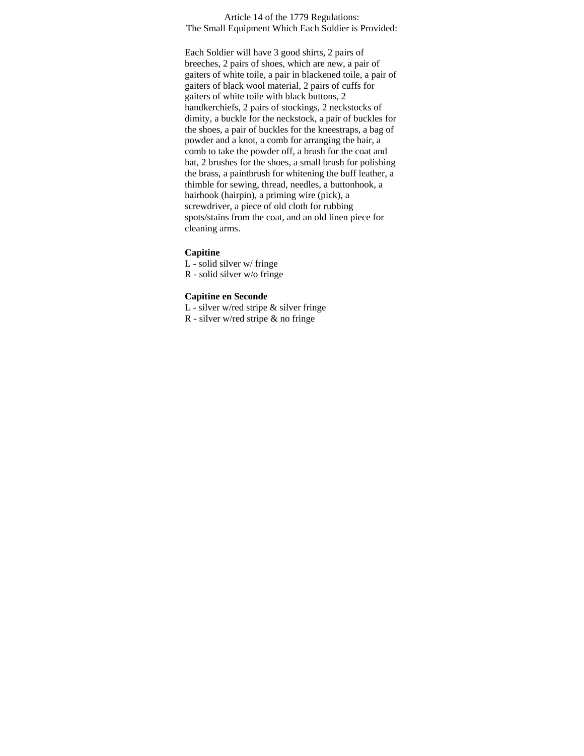Article 14 of the 1779 Regulations:
The Small Equipment Which Each Soldier is Provided:

Each Soldier will have 3 good shirts, 2 pairs of breeches, 2 pairs of shoes, which are new, a pair of gaiters of white toile, a pair in blackened toile, a pair of gaiters of black wool material, 2 pairs of cuffs for gaiters of white toile with black buttons, 2 handkerchiefs, 2 pairs of stockings, 2 neckstocks of dimity, a buckle for the neckstock, a pair of buckles for the shoes, a pair of buckles for the kneestraps, a bag of powder and a knot, a comb for arranging the hair, a comb to take the powder off, a brush for the coat and hat, 2 brushes for the shoes, a small brush for polishing the brass, a paintbrush for whitening the buff leather, a thimble for sewing, thread, needles, a buttonhook, a hairhook (hairpin), a priming wire (pick), a screwdriver, a piece of old cloth for rubbing spots/stains from the coat, and an old linen piece for cleaning arms.

**Capitine**
L - solid silver w/ fringe
R - solid silver w/o fringe

**Capitine en Seconde**
L - silver w/red stripe & silver fringe
R - silver w/red stripe & no fringe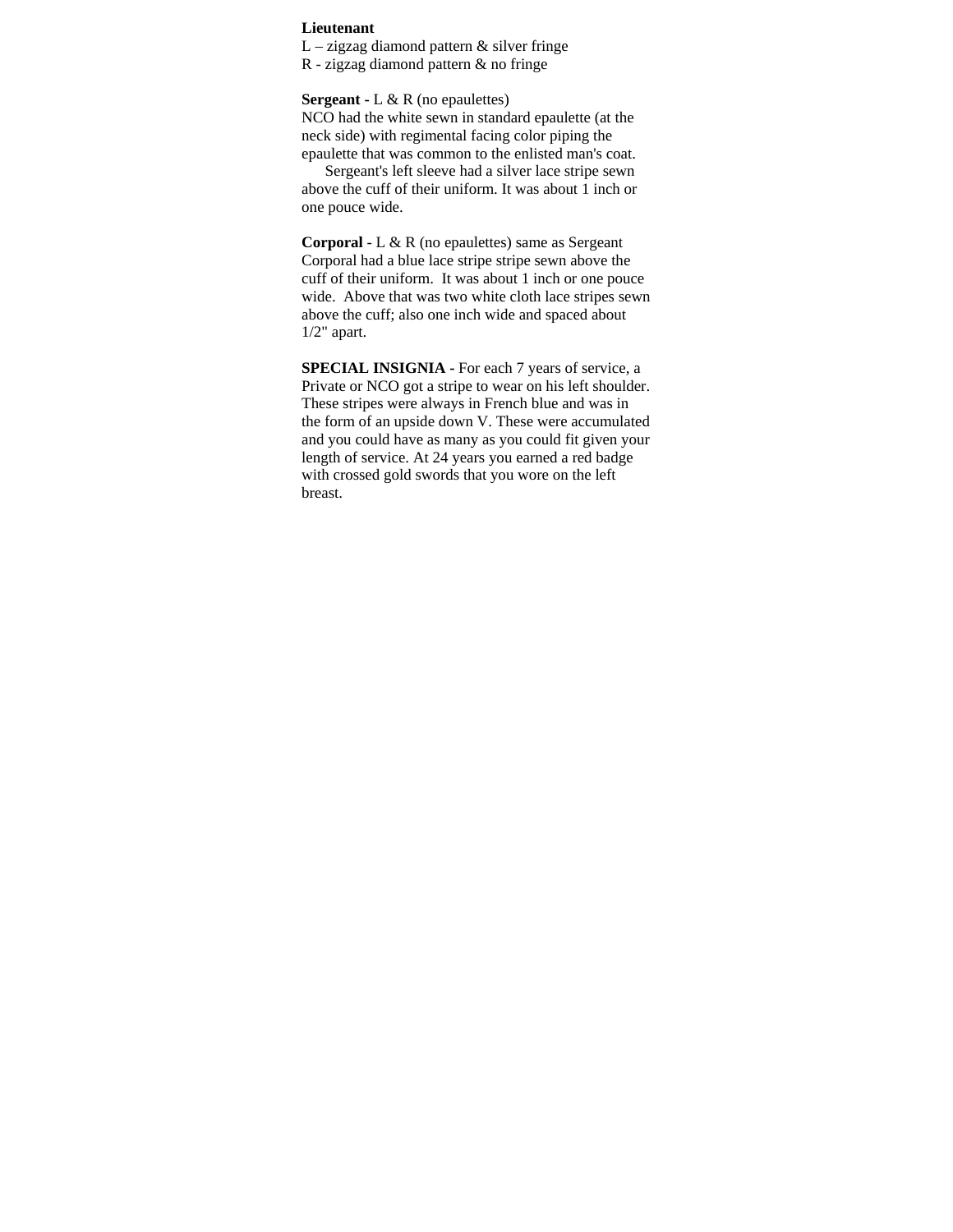**Lieutenant**
L – zigzag diamond pattern & silver fringe
R - zigzag diamond pattern & no fringe

**Sergeant -** L & R (no epaulettes)
NCO had the white sewn in standard epaulette (at the neck side) with regimental facing color piping the epaulette that was common to the enlisted man's coat.
Sergeant's left sleeve had a silver lace stripe sewn above the cuff of their uniform. It was about 1 inch or one pouce wide.

**Corporal** - L & R (no epaulettes) same as Sergeant
Corporal had a blue lace stripe stripe sewn above the cuff of their uniform. It was about 1 inch or one pouce wide. Above that was two white cloth lace stripes sewn above the cuff; also one inch wide and spaced about 1/2" apart.

**SPECIAL INSIGNIA -** For each 7 years of service, a Private or NCO got a stripe to wear on his left shoulder. These stripes were always in French blue and was in the form of an upside down V. These were accumulated and you could have as many as you could fit given your length of service. At 24 years you earned a red badge with crossed gold swords that you wore on the left breast.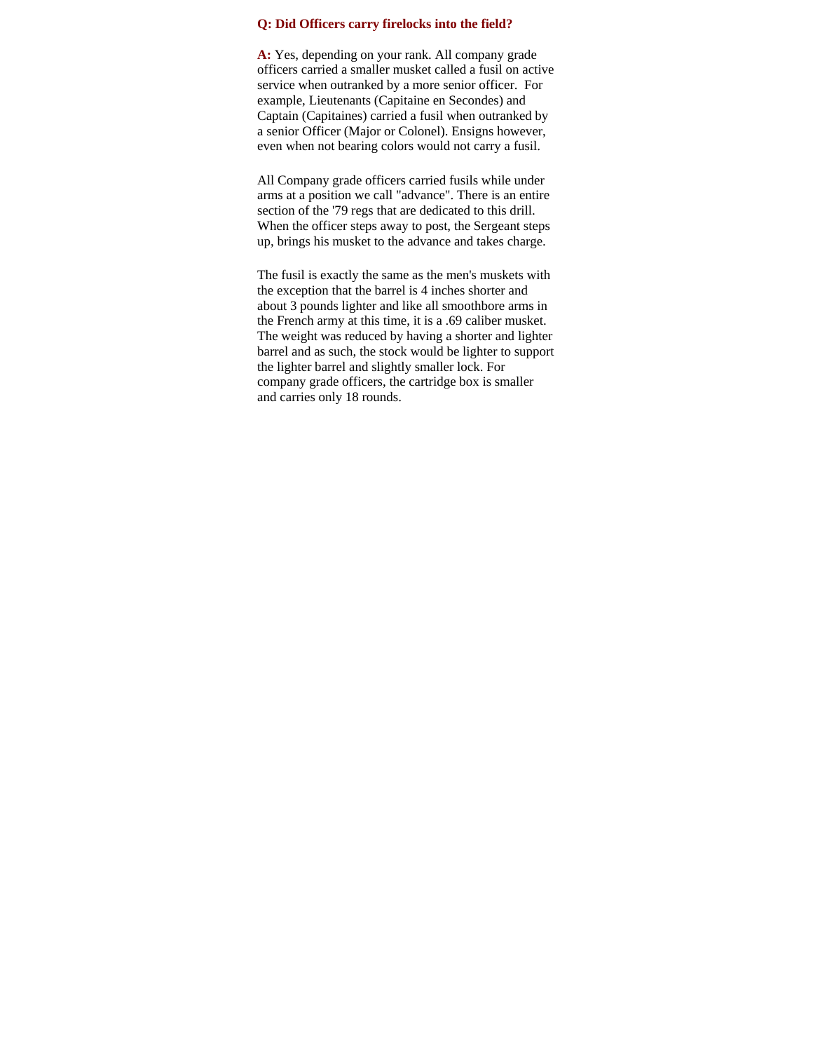**Q: Did Officers carry firelocks into the field?**

**A:** Yes, depending on your rank. All company grade officers carried a smaller musket called a fusil on active service when outranked by a more senior officer. For example, Lieutenants (Capitaine en Secondes) and Captain (Capitaines) carried a fusil when outranked by a senior Officer (Major or Colonel). Ensigns however, even when not bearing colors would not carry a fusil.

All Company grade officers carried fusils while under arms at a position we call "advance". There is an entire section of the '79 regs that are dedicated to this drill. When the officer steps away to post, the Sergeant steps up, brings his musket to the advance and takes charge.

The fusil is exactly the same as the men's muskets with the exception that the barrel is 4 inches shorter and about 3 pounds lighter and like all smoothbore arms in the French army at this time, it is a .69 caliber musket. The weight was reduced by having a shorter and lighter barrel and as such, the stock would be lighter to support the lighter barrel and slightly smaller lock. For company grade officers, the cartridge box is smaller and carries only 18 rounds.